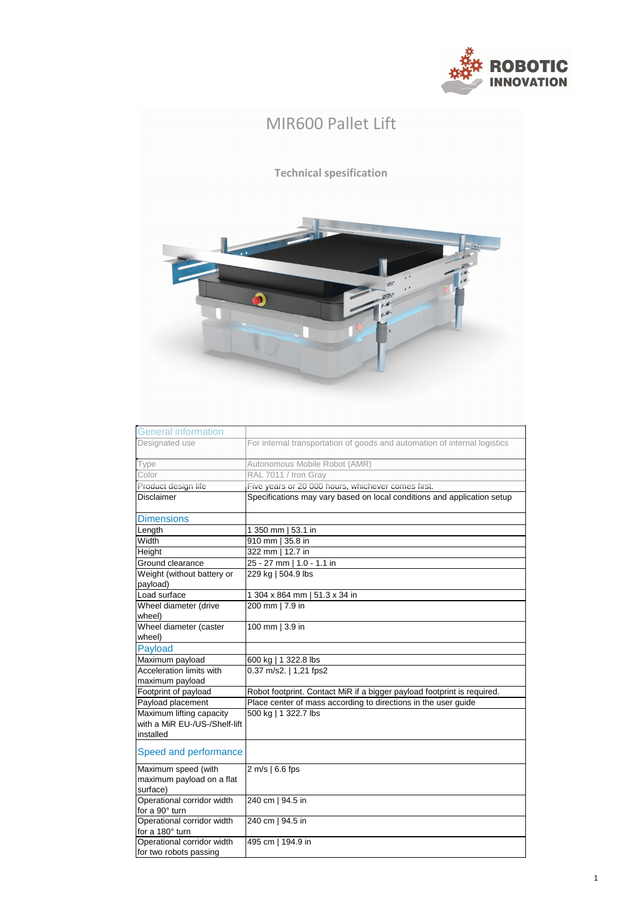# MIR600 Pallet Lift

## Technical spesification

| General information | |
|---|---|
| Designated use | For internal transportation of goods and automation of internal logistics |
| Type | Autonomous Mobile Robot (AMR) |
| Color | RAL 7011 / Iron Gray |
| Product design life | Five years or 20 000 hours, whichever comes first. |
| Disclaimer | Specifications may vary based on local conditions and application setup |
| **Dimensions** | |
| Length | 1 350 mm \| 53.1 in |
| Width | 910 mm \| 35.8 in |
| Height | 322 mm \| 12.7 in |
| Ground clearance | 25 - 27 mm \| 1.0 - 1.1 in |
| Weight (without battery or payload) | 229 kg \| 504.9 lbs |
| Load surface | 1 304 x 864 mm \| 51.3 x 34 in |
| Wheel diameter (drive wheel) | 200 mm \| 7.9 in |
| Wheel diameter (caster wheel) | 100 mm \| 3.9 in |
| **Payload** | |
| Maximum payload | 600 kg \| 1 322.8 lbs |
| Acceleration limits with maximum payload | 0.37 m/s2. \| 1,21 fps2 |
| Footprint of payload | Robot footprint. Contact MiR if a bigger payload footprint is required. |
| Payload placement | Place center of mass according to directions in the user guide |
| Maximum lifting capacity with a MiR EU-/US-/Shelf-lift installed | 500 kg \| 1 322.7 lbs |
| **Speed and performance** | |
| Maximum speed (with maximum payload on a flat surface) | 2 m/s \| 6.6 fps |
| Operational corridor width for a 90° turn | 240 cm \| 94.5 in |
| Operational corridor width for a 180° turn | 240 cm \| 94.5 in |
| Operational corridor width for two robots passing | 495 cm \| 194.9 in |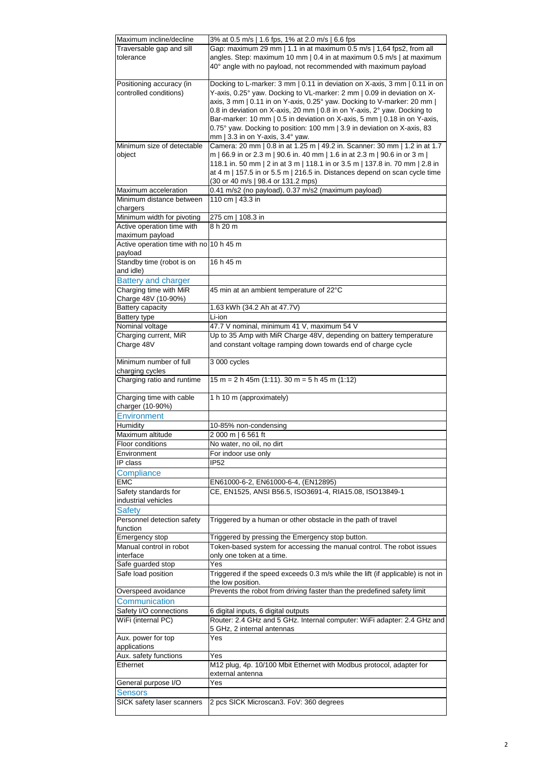| | |
|---|---|
| Maximum incline/decline | 3% at 0.5 m/s \| 1.6 fps, 1% at 2.0 m/s \| 6.6 fps |
| Traversable gap and sill tolerance | Gap: maximum 29 mm \| 1.1 in at maximum 0.5 m/s \| 1,64 fps2, from all angles. Step: maximum 10 mm \| 0.4 in at maximum 0.5 m/s \| at maximum 40° angle with no payload, not recommended with maximum payload |
| Positioning accuracy (in controlled conditions) | Docking to L-marker: 3 mm \| 0.11 in deviation on X-axis, 3 mm \| 0.11 in on Y-axis, 0.25° yaw. Docking to VL-marker: 2 mm \| 0.09 in deviation on X-axis, 3 mm \| 0.11 in on Y-axis, 0.25° yaw. Docking to V-marker: 20 mm \| 0.8 in deviation on X-axis, 20 mm \| 0.8 in on Y-axis, 2° yaw. Docking to Bar-marker: 10 mm \| 0.5 in deviation on X-axis, 5 mm \| 0.18 in on Y-axis, 0.75° yaw. Docking to position: 100 mm \| 3.9 in deviation on X-axis, 83 mm \| 3.3 in on Y-axis, 3.4° yaw. |
| Minimum size of detectable object | Camera: 20 mm \| 0.8 in at 1.25 m \| 49.2 in. Scanner: 30 mm \| 1.2 in at 1.7 m \| 66.9 in or 2.3 m \| 90.6 in. 40 mm \| 1.6 in at 2.3 m \| 90.6 in or 3 m \| 118.1 in. 50 mm \| 2 in at 3 m \| 118.1 in or 3.5 m \| 137.8 in. 70 mm \| 2.8 in at 4 m \| 157.5 in or 5.5 m \| 216.5 in. Distances depend on scan cycle time (30 or 40 m/s \| 98.4 or 131.2 mps) |
| Maximum acceleration | 0.41 m/s2 (no payload), 0.37 m/s2 (maximum payload) |
| Minimum distance between chargers | 110 cm \| 43.3 in |
| Minimum width for pivoting | 275 cm \| 108.3 in |
| Active operation time with maximum payload | 8 h 20 m |
| Active operation time with no payload | 10 h 45 m |
| Standby time (robot is on and idle) | 16 h 45 m |
| **Battery and charger** | |
| Charging time with MiR Charge 48V (10-90%) | 45 min at an ambient temperature of 22°C |
| Battery capacity | 1.63 kWh (34.2 Ah at 47.7V) |
| Battery type | Li-ion |
| Nominal voltage | 47.7 V nominal, minimum 41 V, maximum 54 V |
| Charging current, MiR Charge 48V | Up to 35 Amp with MiR Charge 48V, depending on battery temperature and constant voltage ramping down towards end of charge cycle |
| Minimum number of full charging cycles | 3 000 cycles |
| Charging ratio and runtime | 15 m = 2 h 45m (1:11). 30 m = 5 h 45 m (1:12) |
| Charging time with cable charger (10-90%) | 1 h 10 m (approximately) |
| **Environment** | |
| Humidity | 10-85% non-condensing |
| Maximum altitude | 2 000 m \| 6 561 ft |
| Floor conditions | No water, no oil, no dirt |
| Environment | For indoor use only |
| IP class | IP52 |
| **Compliance** | |
| EMC | EN61000-6-2, EN61000-6-4, (EN12895) |
| Safety standards for industrial vehicles | CE, EN1525, ANSI B56.5, ISO3691-4, RIA15.08, ISO13849-1 |
| **Safety** | |
| Personnel detection safety function | Triggered by a human or other obstacle in the path of travel |
| Emergency stop | Triggered by pressing the Emergency stop button. |
| Manual control in robot interface | Token-based system for accessing the manual control. The robot issues only one token at a time. |
| Safe guarded stop | Yes |
| Safe load position | Triggered if the speed exceeds 0.3 m/s while the lift (if applicable) is not in the low position. |
| Overspeed avoidance | Prevents the robot from driving faster than the predefined safety limit |
| **Communication** | |
| Safety I/O connections | 6 digital inputs, 6 digital outputs |
| WiFi (internal PC) | Router: 2.4 GHz and 5 GHz. Internal computer: WiFi adapter: 2.4 GHz and 5 GHz, 2 internal antennas |
| Aux. power for top applications | Yes |
| Aux. safety functions | Yes |
| Ethernet | M12 plug, 4p. 10/100 Mbit Ethernet with Modbus protocol, adapter for external antenna |
| General purpose I/O | Yes |
| **Sensors** | |
| SICK safety laser scanners | 2 pcs SICK Microscan3. FoV: 360 degrees |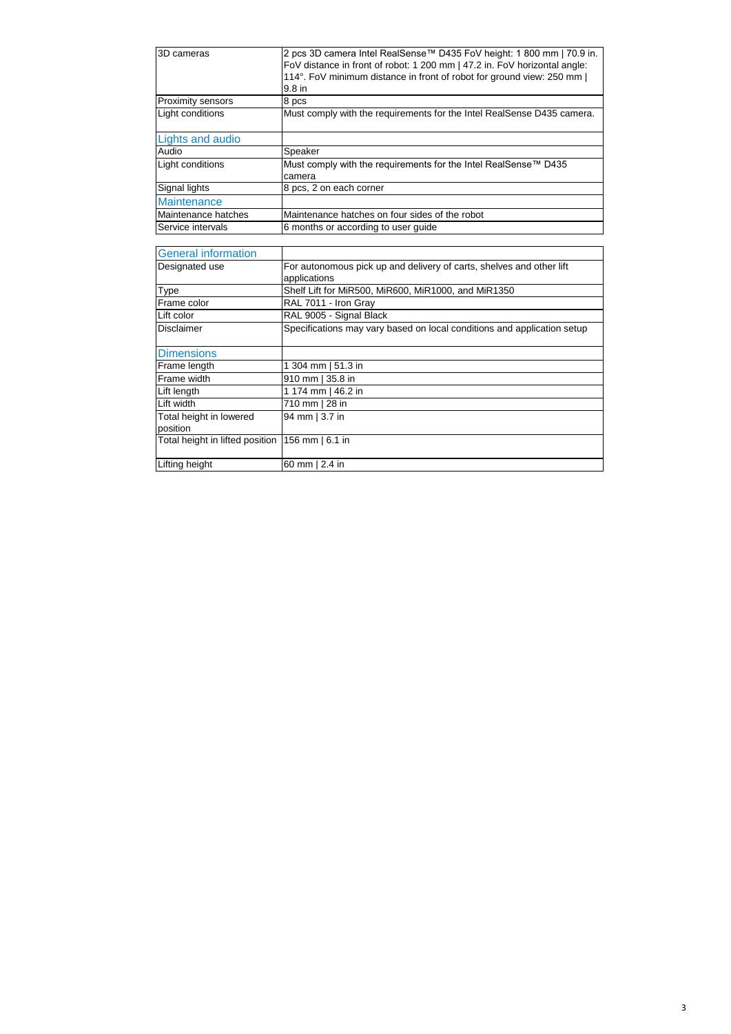| | |
|---|---|
| 3D cameras | 2 pcs 3D camera Intel RealSense™ D435 FoV height: 1 800 mm \| 70.9 in. FoV distance in front of robot: 1 200 mm \| 47.2 in. FoV horizontal angle: 114°. FoV minimum distance in front of robot for ground view: 250 mm \| 9.8 in |
| Proximity sensors | 8 pcs |
| Light conditions | Must comply with the requirements for the Intel RealSense D435 camera. |
| **Lights and audio** | |
| Audio | Speaker |
| Light conditions | Must comply with the requirements for the Intel RealSense™ D435 camera |
| Signal lights | 8 pcs, 2 on each corner |
| **Maintenance** | |
| Maintenance hatches | Maintenance hatches on four sides of the robot |
| Service intervals | 6 months or according to user guide |

| General information | |
|---|---|
| Designated use | For autonomous pick up and delivery of carts, shelves and other lift applications |
| Type | Shelf Lift for MiR500, MiR600, MiR1000, and MiR1350 |
| Frame color | RAL 7011 - Iron Gray |
| Lift color | RAL 9005 - Signal Black |
| Disclaimer | Specifications may vary based on local conditions and application setup |
| **Dimensions** | |
| Frame length | 1 304 mm \| 51.3 in |
| Frame width | 910 mm \| 35.8 in |
| Lift length | 1 174 mm \| 46.2 in |
| Lift width | 710 mm \| 28 in |
| Total height in lowered position | 94 mm \| 3.7 in |
| Total height in lifted position | 156 mm \| 6.1 in |
| Lifting height | 60 mm \| 2.4 in |